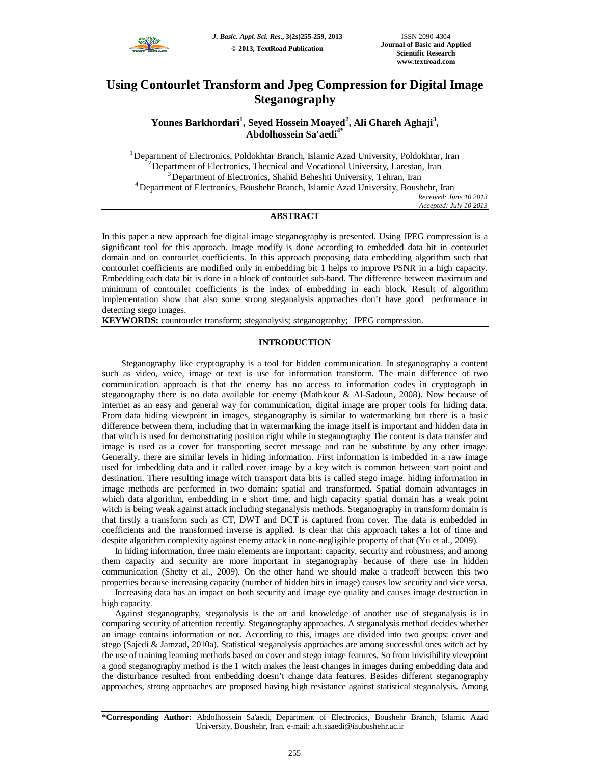# Using Contourlet Transform and Jpeg Compression for Digital Image Steganography

**Younes Barkhordari[1], Seyed Hossein Moayed[2], Ali Ghareh Aghaji[3], Abdolhossein Sa'aedi[4*]**

[1] Department of Electronics, Poldokhtar Branch, Islamic Azad University, Poldokhtar, Iran
[2] Department of Electronics, Thecnical and Vocational University, Larestan, Iran
[3] Department of Electronics, Shahid Beheshti University, Tehran, Iran
[4] Department of Electronics, Boushehr Branch, Islamic Azad University, Boushehr, Iran

*Received: June 10 2013*
*Accepted: July 10 2013*

## ABSTRACT

In this paper a new approach foe digital image steganography is presented. Using JPEG compression is a significant tool for this approach. Image modify is done according to embedded data bit in contourlet domain and on contourlet coefficients. In this approach proposing data embedding algorithm such that contourlet coefficients are modified only in embedding bit 1 helps to improve PSNR in a high capacity. Embedding each data bit is done in a block of contourlet sub-band. The difference between maximum and minimum of contourlet coefficients is the index of embedding in each block. Result of algorithm implementation show that also some strong steganalysis approaches don't have good performance in detecting stego images.

**KEYWORDS:** countourlet transform; steganalysis; steganography; JPEG compression.

## INTRODUCTION

Steganography like cryptography is a tool for hidden communication. In steganography a content such as video, voice, image or text is use for information transform. The main difference of two communication approach is that the enemy has no access to information codes in cryptograph in steganography there is no data available for enemy (Mathkour & Al-Sadoun, 2008). Now because of internet as an easy and general way for communication, digital image are proper tools for hiding data. From data hiding viewpoint in images, steganography is similar to watermarking but there is a basic difference between them, including that in watermarking the image itself is important and hidden data in that witch is used for demonstrating position right while in steganography The content is data transfer and image is used as a cover for transporting secret message and can be substitute by any other image. Generally, there are similar levels in hiding information. First information is imbedded in a raw image used for imbedding data and it called cover image by a key witch is common between start point and destination. There resulting image witch transport data bits is called stego image. hiding information in image methods are performed in two domain: spatial and transformed. Spatial domain advantages in which data algorithm, embedding in e short time, and high capacity spatial domain has a weak point witch is being weak against attack including steganalysis methods. Steganography in transform domain is that firstly a transform such as CT, DWT and DCT is captured from cover. The data is embedded in coefficients and the transformed inverse is applied. Is clear that this approach takes a lot of time and despite algorithm complexity against enemy attack in none-negligible property of that (Yu et al., 2009).

In hiding information, three main elements are important: capacity, security and robustness, and among them capacity and security are more important in steganography because of there use in hidden communication (Shetty et al., 2009). On the other hand we should make a tradeoff between this two properties because increasing capacity (number of hidden bits in image) causes low security and vice versa.

Increasing data has an impact on both security and image eye quality and causes image destruction in high capacity.

Against steganography, steganalysis is the art and knowledge of another use of steganalysis is in comparing security of attention recently. Steganography approaches. A steganalysis method decides whether an image contains information or not. According to this, images are divided into two groups: cover and stego (Sajedi & Jamzad, 2010a). Statistical steganalysis approaches are among successful ones witch act by the use of training learning methods based on cover and stego image features. So from invisibility viewpoint a good steganography method is the 1 witch makes the least changes in images during embedding data and the disturbance resulted from embedding doesn't change data features. Besides different steganography approaches, strong approaches are proposed having high resistance against statistical steganalysis. Among

**\*Corresponding Author:** Abdolhossein Sa'aedi, Department of Electronics, Boushehr Branch, Islamic Azad University, Boushehr, Iran. e-mail: a.h.saaedi@iaubushehr.ac.ir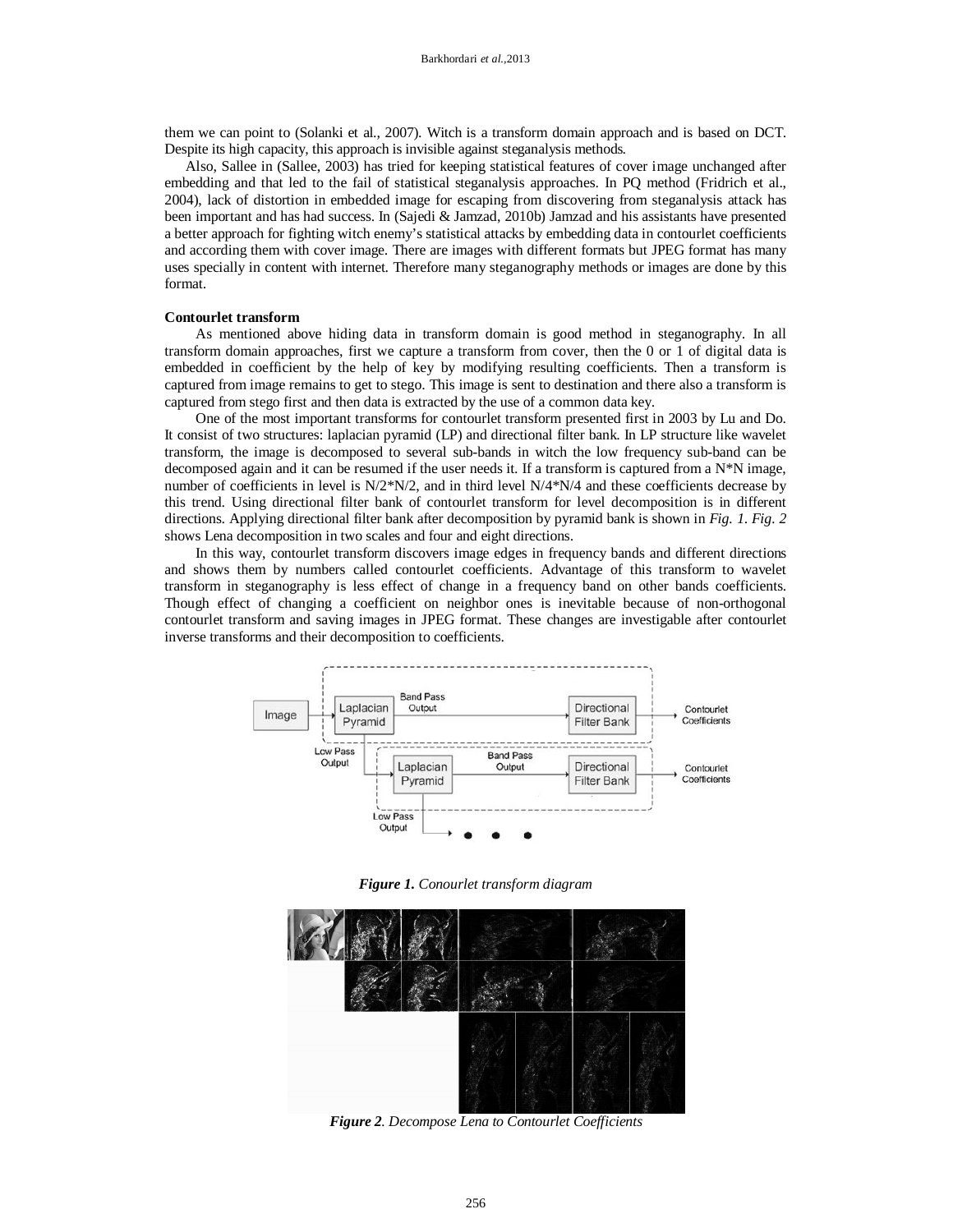them we can point to (Solanki et al., 2007). Witch is a transform domain approach and is based on DCT. Despite its high capacity, this approach is invisible against steganalysis methods.

Also, Sallee in (Sallee, 2003) has tried for keeping statistical features of cover image unchanged after embedding and that led to the fail of statistical steganalysis approaches. In PQ method (Fridrich et al., 2004), lack of distortion in embedded image for escaping from discovering from steganalysis attack has been important and has had success. In (Sajedi & Jamzad, 2010b) Jamzad and his assistants have presented a better approach for fighting witch enemy's statistical attacks by embedding data in contourlet coefficients and according them with cover image. There are images with different formats but JPEG format has many uses specially in content with internet. Therefore many steganography methods or images are done by this format.

### Contourlet transform

As mentioned above hiding data in transform domain is good method in steganography. In all transform domain approaches, first we capture a transform from cover, then the 0 or 1 of digital data is embedded in coefficient by the help of key by modifying resulting coefficients. Then a transform is captured from image remains to get to stego. This image is sent to destination and there also a transform is captured from stego first and then data is extracted by the use of a common data key.

One of the most important transforms for contourlet transform presented first in 2003 by Lu and Do. It consist of two structures: laplacian pyramid (LP) and directional filter bank. In LP structure like wavelet transform, the image is decomposed to several sub-bands in witch the low frequency sub-band can be decomposed again and it can be resumed if the user needs it. If a transform is captured from a N*N image, number of coefficients in level is N/2*N/2, and in third level N/4*N/4 and these coefficients decrease by this trend. Using directional filter bank of contourlet transform for level decomposition is in different directions. Applying directional filter bank after decomposition by pyramid bank is shown in *Fig. 1*. *Fig. 2* shows Lena decomposition in two scales and four and eight directions.

In this way, contourlet transform discovers image edges in frequency bands and different directions and shows them by numbers called contourlet coefficients. Advantage of this transform to wavelet transform in steganography is less effect of change in a frequency band on other bands coefficients. Though effect of changing a coefficient on neighbor ones is inevitable because of non-orthogonal contourlet transform and saving images in JPEG format. These changes are investigable after contourlet inverse transforms and their decomposition to coefficients.

***Figure 1.*** *Conourlet transform diagram*

***Figure 2****. Decompose Lena to Contourlet Coefficients*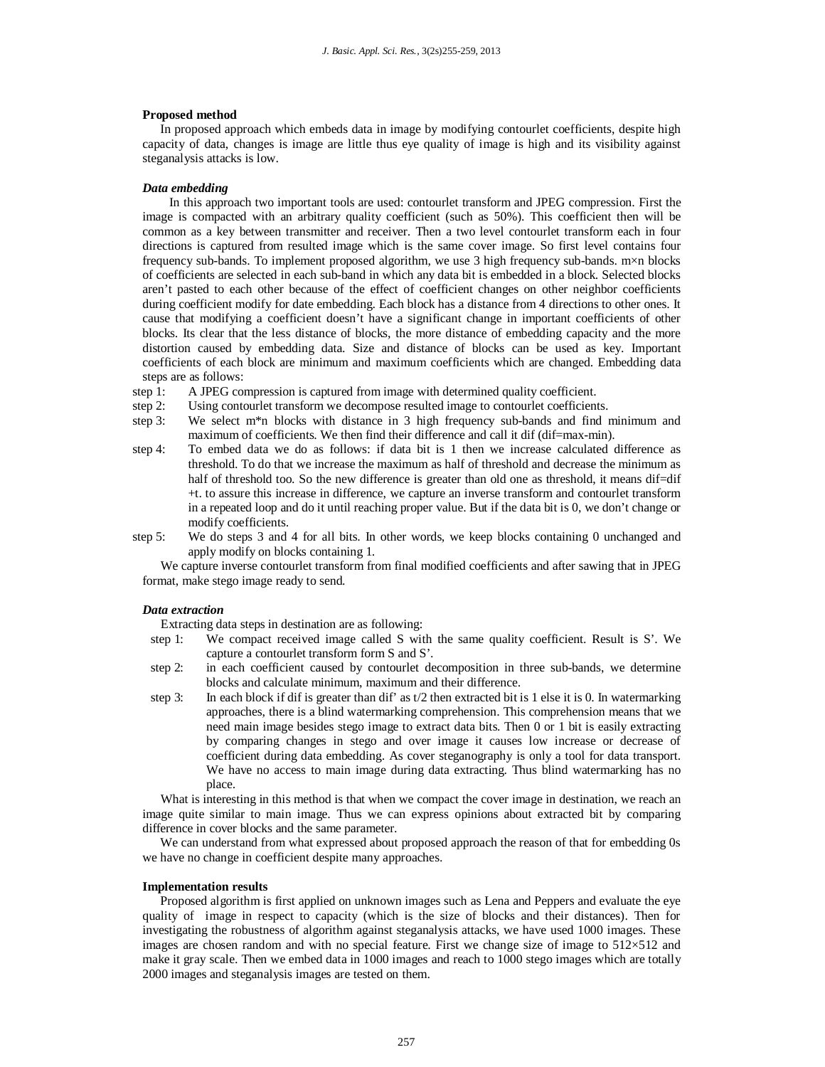**Proposed method**

In proposed approach which embeds data in image by modifying contourlet coefficients, despite high capacity of data, changes is image are little thus eye quality of image is high and its visibility against steganalysis attacks is low.

***Data embedding***

In this approach two important tools are used: contourlet transform and JPEG compression. First the image is compacted with an arbitrary quality coefficient (such as 50%). This coefficient then will be common as a key between transmitter and receiver. Then a two level contourlet transform each in four directions is captured from resulted image which is the same cover image. So first level contains four frequency sub-bands. To implement proposed algorithm, we use 3 high frequency sub-bands. m×n blocks of coefficients are selected in each sub-band in which any data bit is embedded in a block. Selected blocks aren't pasted to each other because of the effect of coefficient changes on other neighbor coefficients during coefficient modify for date embedding. Each block has a distance from 4 directions to other ones. It cause that modifying a coefficient doesn't have a significant change in important coefficients of other blocks. Its clear that the less distance of blocks, the more distance of embedding capacity and the more distortion caused by embedding data. Size and distance of blocks can be used as key. Important coefficients of each block are minimum and maximum coefficients which are changed. Embedding data steps are as follows:

- step 1: A JPEG compression is captured from image with determined quality coefficient.
- step 2: Using contourlet transform we decompose resulted image to contourlet coefficients.
- step 3: We select m*n blocks with distance in 3 high frequency sub-bands and find minimum and maximum of coefficients. We then find their difference and call it dif (dif=max-min).
- step 4: To embed data we do as follows: if data bit is 1 then we increase calculated difference as threshold. To do that we increase the maximum as half of threshold and decrease the minimum as half of threshold too. So the new difference is greater than old one as threshold, it means dif=dif +t. to assure this increase in difference, we capture an inverse transform and contourlet transform in a repeated loop and do it until reaching proper value. But if the data bit is 0, we don't change or modify coefficients.
- step 5: We do steps 3 and 4 for all bits. In other words, we keep blocks containing 0 unchanged and apply modify on blocks containing 1.

We capture inverse contourlet transform from final modified coefficients and after sawing that in JPEG format, make stego image ready to send.

***Data extraction***

Extracting data steps in destination are as following:

- step 1: We compact received image called S with the same quality coefficient. Result is S'. We capture a contourlet transform form S and S'.
- step 2: in each coefficient caused by contourlet decomposition in three sub-bands, we determine blocks and calculate minimum, maximum and their difference.
- step 3: In each block if dif is greater than dif' as t/2 then extracted bit is 1 else it is 0. In watermarking approaches, there is a blind watermarking comprehension. This comprehension means that we need main image besides stego image to extract data bits. Then 0 or 1 bit is easily extracting by comparing changes in stego and over image it causes low increase or decrease of coefficient during data embedding. As cover steganography is only a tool for data transport. We have no access to main image during data extracting. Thus blind watermarking has no place.

What is interesting in this method is that when we compact the cover image in destination, we reach an image quite similar to main image. Thus we can express opinions about extracted bit by comparing difference in cover blocks and the same parameter.

We can understand from what expressed about proposed approach the reason of that for embedding 0s we have no change in coefficient despite many approaches.

**Implementation results**

Proposed algorithm is first applied on unknown images such as Lena and Peppers and evaluate the eye quality of image in respect to capacity (which is the size of blocks and their distances). Then for investigating the robustness of algorithm against steganalysis attacks, we have used 1000 images. These images are chosen random and with no special feature. First we change size of image to 512×512 and make it gray scale. Then we embed data in 1000 images and reach to 1000 stego images which are totally 2000 images and steganalysis images are tested on them.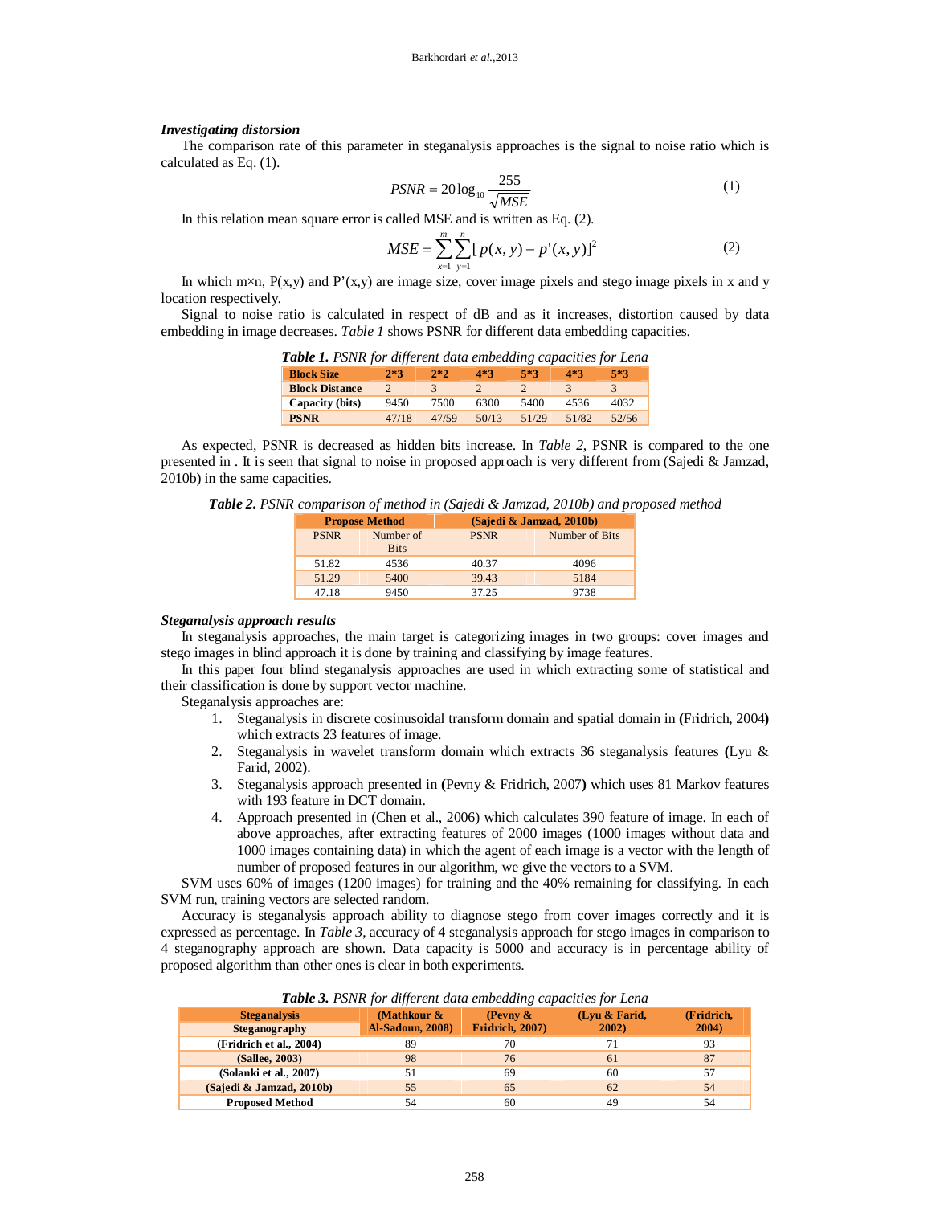### *Investigating distorsion*

The comparison rate of this parameter in steganalysis approaches is the signal to noise ratio which is calculated as Eq. (1).

$$PSNR = 20\log_{10}\frac{255}{\sqrt{MSE}} \tag{1}$$

In this relation mean square error is called MSE and is written as Eq. (2).

$$MSE = \sum_{x=1}^{m}\sum_{y=1}^{n}[p(x,y) - p'(x,y)]^2 \tag{2}$$

In which m×n, P(x,y) and P'(x,y) are image size, cover image pixels and stego image pixels in x and y location respectively.

Signal to noise ratio is calculated in respect of dB and as it increases, distortion caused by data embedding in image decreases. *Table 1* shows PSNR for different data embedding capacities.

***Table 1.** PSNR for different data embedding capacities for Lena*

| **Block Size** | **2*3** | **2*2** | **4*3** | **5*3** | **4*3** | **5*3** |
|---|---|---|---|---|---|---|
| **Block Distance** | 2 | 3 | 2 | 2 | 3 | 3 |
| **Capacity (bits)** | 9450 | 7500 | 6300 | 5400 | 4536 | 4032 |
| **PSNR** | 47/18 | 47/59 | 50/13 | 51/29 | 51/82 | 52/56 |

As expected, PSNR is decreased as hidden bits increase. In *Table 2,* PSNR is compared to the one presented in . It is seen that signal to noise in proposed approach is very different from (Sajedi & Jamzad, 2010b) in the same capacities.

***Table 2.** PSNR comparison of method in (Sajedi & Jamzad, 2010b) and proposed method*

| **Propose Method** | | **(Sajedi & Jamzad, 2010b)** | |
|---|---|---|---|
| PSNR | Number of Bits | PSNR | Number of Bits |
| 51.82 | 4536 | 40.37 | 4096 |
| 51.29 | 5400 | 39.43 | 5184 |
| 47.18 | 9450 | 37.25 | 9738 |

### *Steganalysis approach results*

In steganalysis approaches, the main target is categorizing images in two groups: cover images and stego images in blind approach it is done by training and classifying by image features.

In this paper four blind steganalysis approaches are used in which extracting some of statistical and their classification is done by support vector machine.

Steganalysis approaches are:

1. Steganalysis in discrete cosinusoidal transform domain and spatial domain in **(**Fridrich, 2004**)** which extracts 23 features of image.
2. Steganalysis in wavelet transform domain which extracts 36 steganalysis features **(**Lyu & Farid, 2002**)**.
3. Steganalysis approach presented in **(**Pevny & Fridrich, 2007**)** which uses 81 Markov features with 193 feature in DCT domain.
4. Approach presented in (Chen et al., 2006) which calculates 390 feature of image. In each of above approaches, after extracting features of 2000 images (1000 images without data and 1000 images containing data) in which the agent of each image is a vector with the length of number of proposed features in our algorithm, we give the vectors to a SVM.

SVM uses 60% of images (1200 images) for training and the 40% remaining for classifying. In each SVM run, training vectors are selected random.

Accuracy is steganalysis approach ability to diagnose stego from cover images correctly and it is expressed as percentage. In *Table 3*, accuracy of 4 steganalysis approach for stego images in comparison to 4 steganography approach are shown. Data capacity is 5000 and accuracy is in percentage ability of proposed algorithm than other ones is clear in both experiments.

***Table 3.** PSNR for different data embedding capacities for Lena*

| **Steganalysis** / **Steganography** | **(Mathkour & Al-Sadoun, 2008)** | **(Pevny & Fridrich, 2007)** | **(Lyu & Farid, 2002)** | **(Fridrich, 2004)** |
|---|---|---|---|---|
| **(Fridrich et al., 2004)** | 89 | 70 | 71 | 93 |
| **(Sallee, 2003)** | 98 | 76 | 61 | 87 |
| **(Solanki et al., 2007)** | 51 | 69 | 60 | 57 |
| **(Sajedi & Jamzad, 2010b)** | 55 | 65 | 62 | 54 |
| **Proposed Method** | 54 | 60 | 49 | 54 |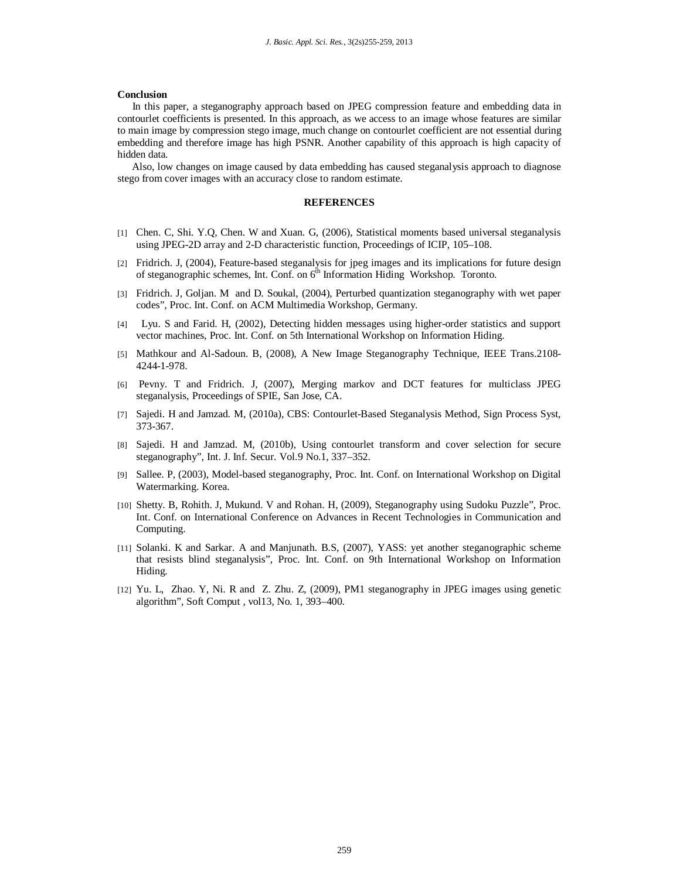## Conclusion

In this paper, a steganography approach based on JPEG compression feature and embedding data in contourlet coefficients is presented. In this approach, as we access to an image whose features are similar to main image by compression stego image, much change on contourlet coefficient are not essential during embedding and therefore image has high PSNR. Another capability of this approach is high capacity of hidden data.

Also, low changes on image caused by data embedding has caused steganalysis approach to diagnose stego from cover images with an accuracy close to random estimate.

## REFERENCES

[1] Chen. C, Shi. Y.Q, Chen. W and Xuan. G, (2006), Statistical moments based universal steganalysis using JPEG-2D array and 2-D characteristic function, Proceedings of ICIP, 105–108.

[2] Fridrich. J, (2004), Feature-based steganalysis for jpeg images and its implications for future design of steganographic schemes, Int. Conf. on 6th Information Hiding Workshop. Toronto.

[3] Fridrich. J, Goljan. M and D. Soukal, (2004), Perturbed quantization steganography with wet paper codes", Proc. Int. Conf. on ACM Multimedia Workshop, Germany.

[4] Lyu. S and Farid. H, (2002), Detecting hidden messages using higher-order statistics and support vector machines, Proc. Int. Conf. on 5th International Workshop on Information Hiding.

[5] Mathkour and Al-Sadoun. B, (2008), A New Image Steganography Technique, IEEE Trans.2108-4244-1-978.

[6] Pevny. T and Fridrich. J, (2007), Merging markov and DCT features for multiclass JPEG steganalysis, Proceedings of SPIE, San Jose, CA.

[7] Sajedi. H and Jamzad. M, (2010a), CBS: Contourlet-Based Steganalysis Method, Sign Process Syst, 373-367.

[8] Sajedi. H and Jamzad. M, (2010b), Using contourlet transform and cover selection for secure steganography", Int. J. Inf. Secur. Vol.9 No.1, 337–352.

[9] Sallee. P, (2003), Model-based steganography, Proc. Int. Conf. on International Workshop on Digital Watermarking. Korea.

[10] Shetty. B, Rohith. J, Mukund. V and Rohan. H, (2009), Steganography using Sudoku Puzzle", Proc. Int. Conf. on International Conference on Advances in Recent Technologies in Communication and Computing.

[11] Solanki. K and Sarkar. A and Manjunath. B.S, (2007), YASS: yet another steganographic scheme that resists blind steganalysis", Proc. Int. Conf. on 9th International Workshop on Information Hiding.

[12] Yu. L, Zhao. Y, Ni. R and Z. Zhu. Z, (2009), PM1 steganography in JPEG images using genetic algorithm", Soft Comput , vol13, No. 1, 393–400.